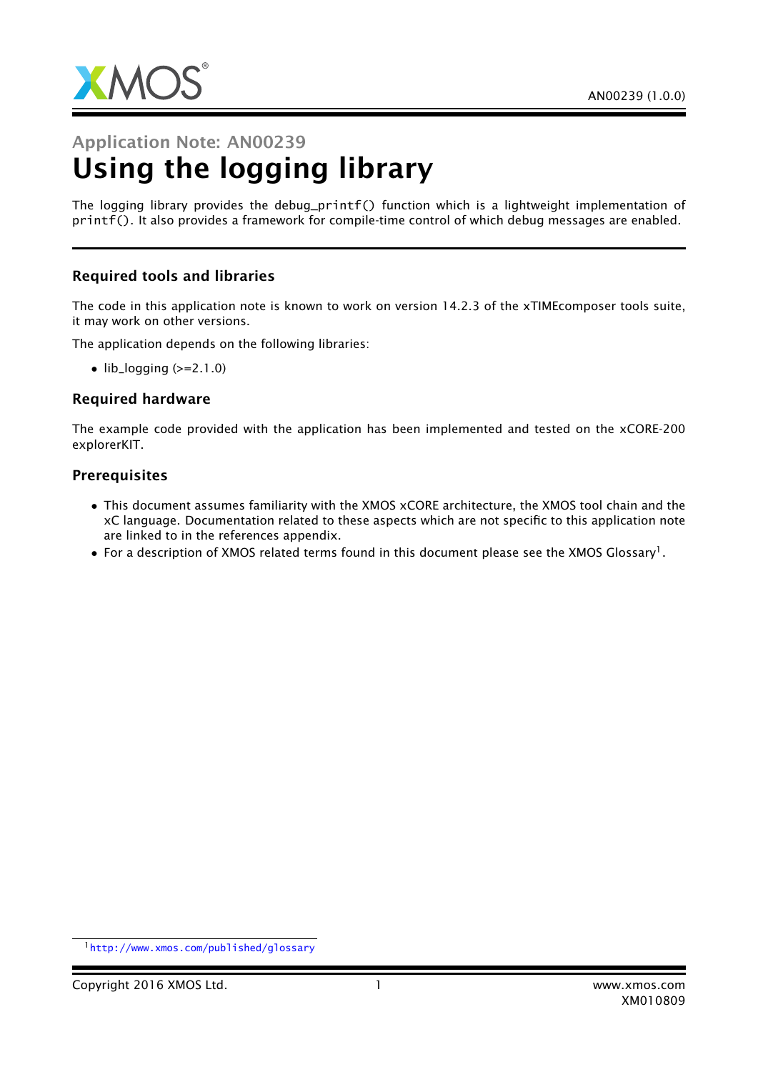Application Note: AN00239

# Using the logging library

The logging library provides the debug_printf() function which is a lightweight implementation of printf(). It also provides a framework for compile-time control of which debug messages are enabled.

### Required tools and libraries

The code in this application note is known to work on version 14.2.3 of the xTIMEcomposer tools suite, it may work on other versions.

The application depends on the following libraries:

- lib_logging (>=2.1.0)

### Required hardware

The example code provided with the application has been implemented and tested on the xCORE-200 explorerKIT.

### Prerequisites

- This document assumes familiarity with the XMOS xCORE architecture, the XMOS tool chain and the xC language. Documentation related to these aspects which are not specific to this application note are linked to in the references appendix.
- For a description of XMOS related terms found in this document please see the XMOS Glossary[1].

[1] http://www.xmos.com/published/glossary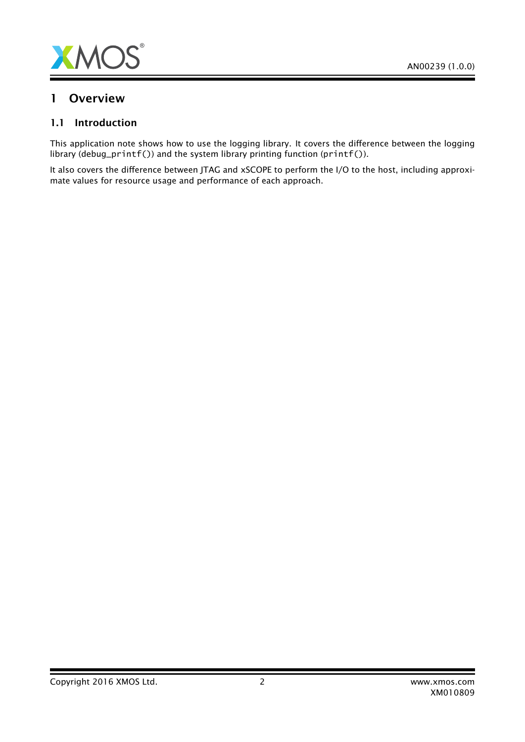# 1 Overview

## 1.1 Introduction

This application note shows how to use the logging library. It covers the difference between the logging library (debug_printf()) and the system library printing function (printf()).

It also covers the difference between JTAG and xSCOPE to perform the I/O to the host, including approximate values for resource usage and performance of each approach.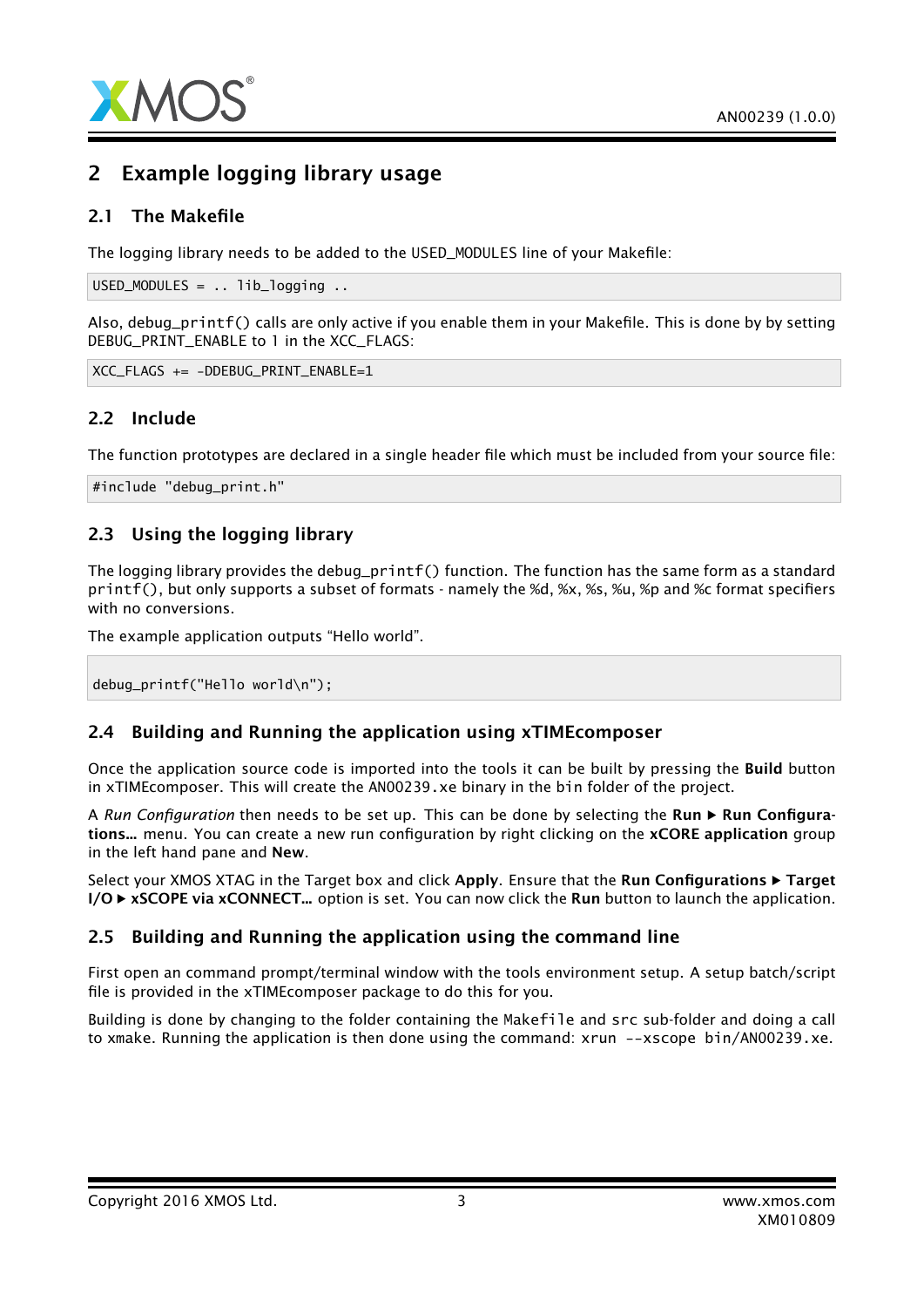## 2 Example logging library usage

### 2.1 The Makefile

The logging library needs to be added to the USED_MODULES line of your Makefile:

```
USED_MODULES = .. lib_logging ..
```

Also, debug_printf() calls are only active if you enable them in your Makefile. This is done by by setting DEBUG_PRINT_ENABLE to 1 in the XCC_FLAGS:

```
XCC_FLAGS += -DDEBUG_PRINT_ENABLE=1
```

### 2.2 Include

The function prototypes are declared in a single header file which must be included from your source file:

```
#include "debug_print.h"
```

### 2.3 Using the logging library

The logging library provides the debug_printf() function. The function has the same form as a standard printf(), but only supports a subset of formats - namely the %d, %x, %s, %u, %p and %c format specifiers with no conversions.

The example application outputs "Hello world".

```
debug_printf("Hello world\n");
```

### 2.4 Building and Running the application using xTIMEcomposer

Once the application source code is imported into the tools it can be built by pressing the **Build** button in xTIMEcomposer. This will create the AN00239.xe binary in the bin folder of the project.

A *Run Configuration* then needs to be set up. This can be done by selecting the **Run** ▶ **Run Configurations...** menu. You can create a new run configuration by right clicking on the **xCORE application** group in the left hand pane and **New**.

Select your XMOS XTAG in the Target box and click **Apply**. Ensure that the **Run Configurations** ▶ **Target I/O** ▶ **xSCOPE via xCONNECT...** option is set. You can now click the **Run** button to launch the application.

### 2.5 Building and Running the application using the command line

First open an command prompt/terminal window with the tools environment setup. A setup batch/script file is provided in the xTIMEcomposer package to do this for you.

Building is done by changing to the folder containing the Makefile and src sub-folder and doing a call to xmake. Running the application is then done using the command: xrun --xscope bin/AN00239.xe.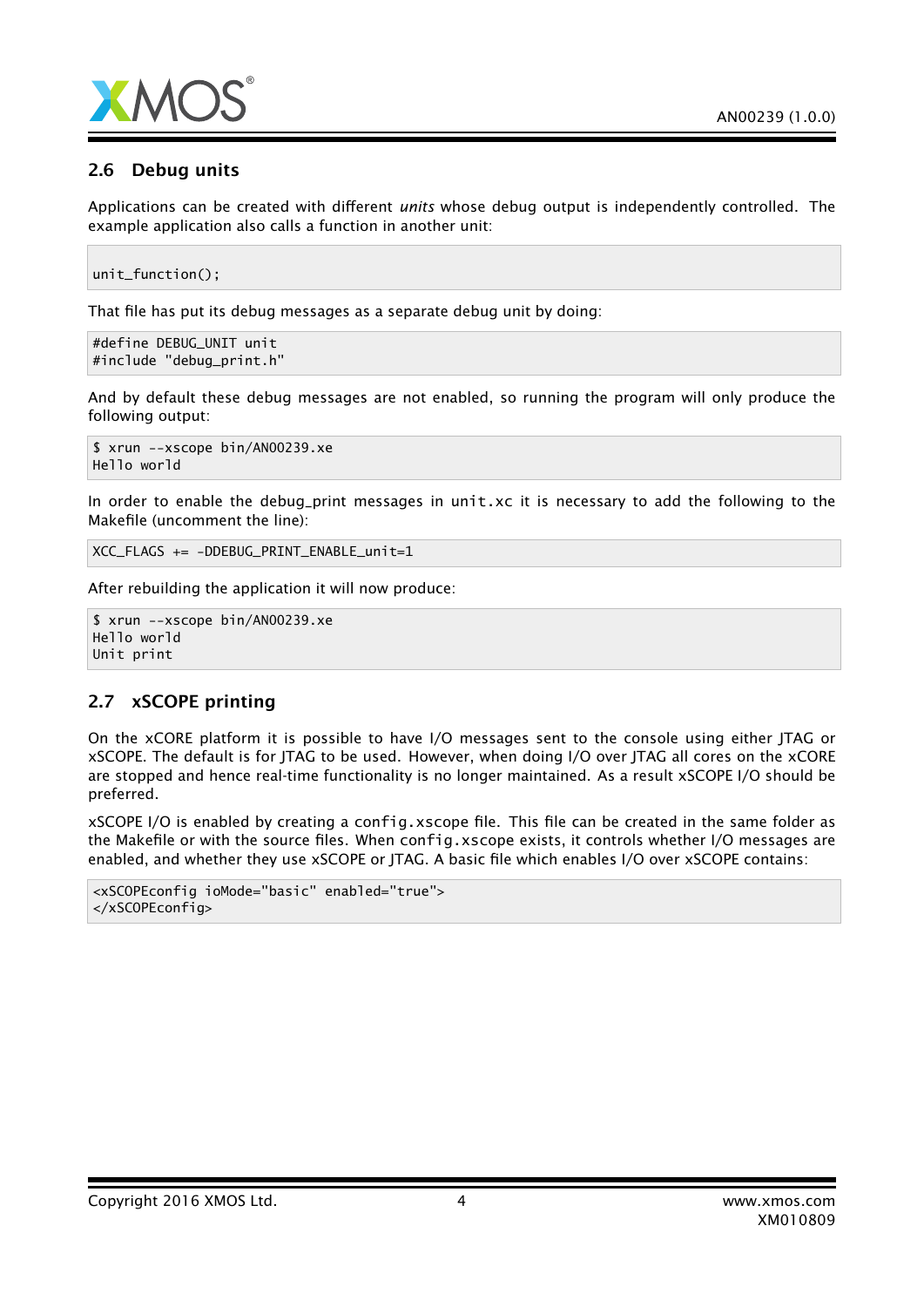### 2.6 Debug units

Applications can be created with different *units* whose debug output is independently controlled. The example application also calls a function in another unit:

```
unit_function();
```

That file has put its debug messages as a separate debug unit by doing:

```
#define DEBUG_UNIT unit
#include "debug_print.h"
```

And by default these debug messages are not enabled, so running the program will only produce the following output:

```
$ xrun --xscope bin/AN00239.xe
Hello world
```

In order to enable the debug_print messages in `unit.xc` it is necessary to add the following to the Makefile (uncomment the line):

```
XCC_FLAGS += -DDEBUG_PRINT_ENABLE_unit=1
```

After rebuilding the application it will now produce:

```
$ xrun --xscope bin/AN00239.xe
Hello world
Unit print
```

### 2.7 xSCOPE printing

On the xCORE platform it is possible to have I/O messages sent to the console using either JTAG or xSCOPE. The default is for JTAG to be used. However, when doing I/O over JTAG all cores on the xCORE are stopped and hence real-time functionality is no longer maintained. As a result xSCOPE I/O should be preferred.

xSCOPE I/O is enabled by creating a `config.xscope` file. This file can be created in the same folder as the Makefile or with the source files. When `config.xscope` exists, it controls whether I/O messages are enabled, and whether they use xSCOPE or JTAG. A basic file which enables I/O over xSCOPE contains:

```
<xSCOPEconfig ioMode="basic" enabled="true">
</xSCOPEconfig>
```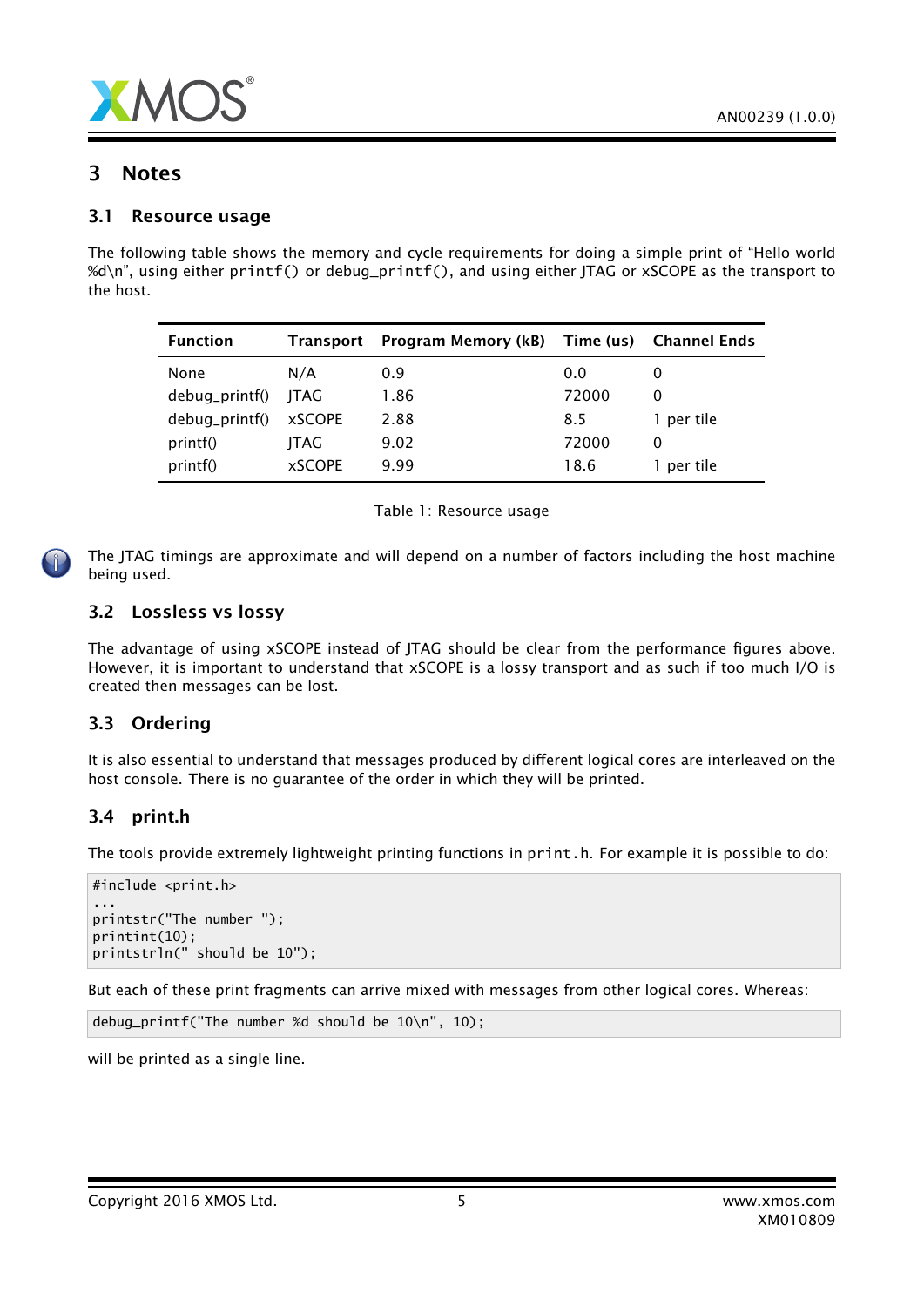# 3 Notes

## 3.1 Resource usage

The following table shows the memory and cycle requirements for doing a simple print of "Hello world %d\n", using either `printf()` or `debug_printf()`, and using either JTAG or xSCOPE as the transport to the host.

| Function | Transport | Program Memory (kB) | Time (us) | Channel Ends |
|---|---|---|---|---|
| None | N/A | 0.9 | 0.0 | 0 |
| debug_printf() | JTAG | 1.86 | 72000 | 0 |
| debug_printf() | xSCOPE | 2.88 | 8.5 | 1 per tile |
| printf() | JTAG | 9.02 | 72000 | 0 |
| printf() | xSCOPE | 9.99 | 18.6 | 1 per tile |

Table 1: Resource usage

The JTAG timings are approximate and will depend on a number of factors including the host machine being used.

## 3.2 Lossless vs lossy

The advantage of using xSCOPE instead of JTAG should be clear from the performance figures above. However, it is important to understand that xSCOPE is a lossy transport and as such if too much I/O is created then messages can be lost.

## 3.3 Ordering

It is also essential to understand that messages produced by different logical cores are interleaved on the host console. There is no guarantee of the order in which they will be printed.

## 3.4 print.h

The tools provide extremely lightweight printing functions in `print.h`. For example it is possible to do:

```
#include <print.h>
...
printstr("The number ");
printint(10);
printstrln(" should be 10");
```

But each of these print fragments can arrive mixed with messages from other logical cores. Whereas:

```
debug_printf("The number %d should be 10\n", 10);
```

will be printed as a single line.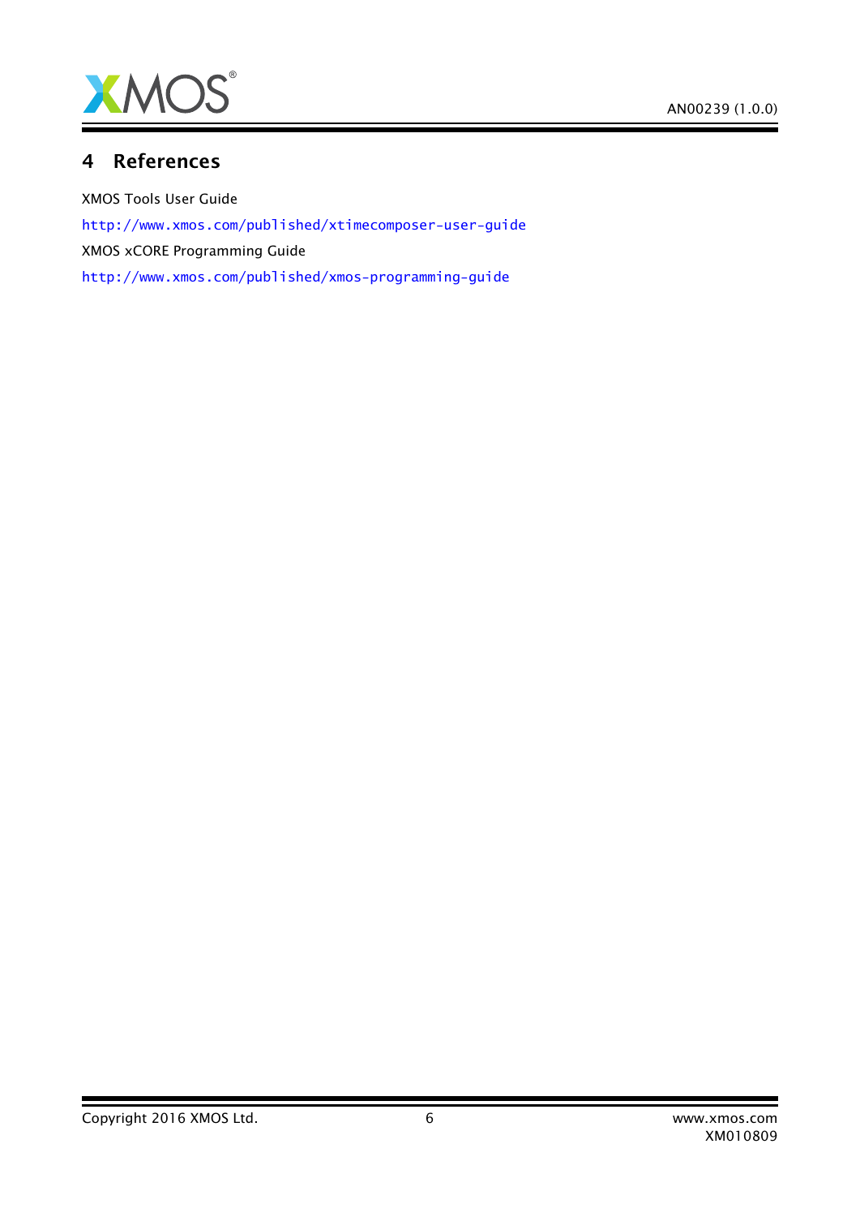# 4 References

XMOS Tools User Guide

http://www.xmos.com/published/xtimecomposer-user-guide

XMOS xCORE Programming Guide

http://www.xmos.com/published/xmos-programming-guide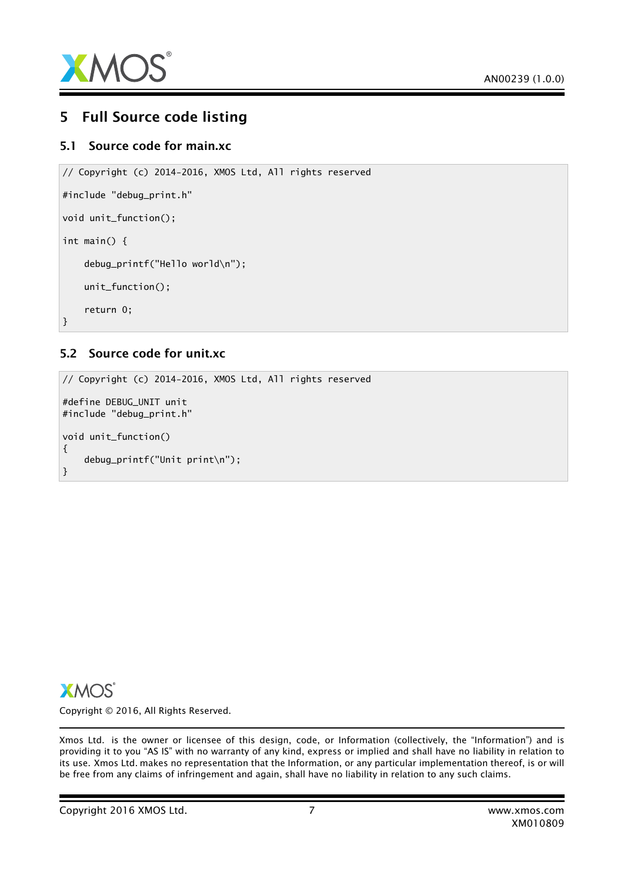# 5 Full Source code listing

## 5.1 Source code for main.xc

```
// Copyright (c) 2014-2016, XMOS Ltd, All rights reserved

#include "debug_print.h"

void unit_function();

int main() {

    debug_printf("Hello world\n");

    unit_function();

    return 0;
}
```

## 5.2 Source code for unit.xc

```
// Copyright (c) 2014-2016, XMOS Ltd, All rights reserved

#define DEBUG_UNIT unit
#include "debug_print.h"

void unit_function()
{
    debug_printf("Unit print\n");
}
```

XMOS®

Copyright © 2016, All Rights Reserved.

Xmos Ltd. is the owner or licensee of this design, code, or Information (collectively, the "Information") and is providing it to you "AS IS" with no warranty of any kind, express or implied and shall have no liability in relation to its use. Xmos Ltd. makes no representation that the Information, or any particular implementation thereof, is or will be free from any claims of infringement and again, shall have no liability in relation to any such claims.